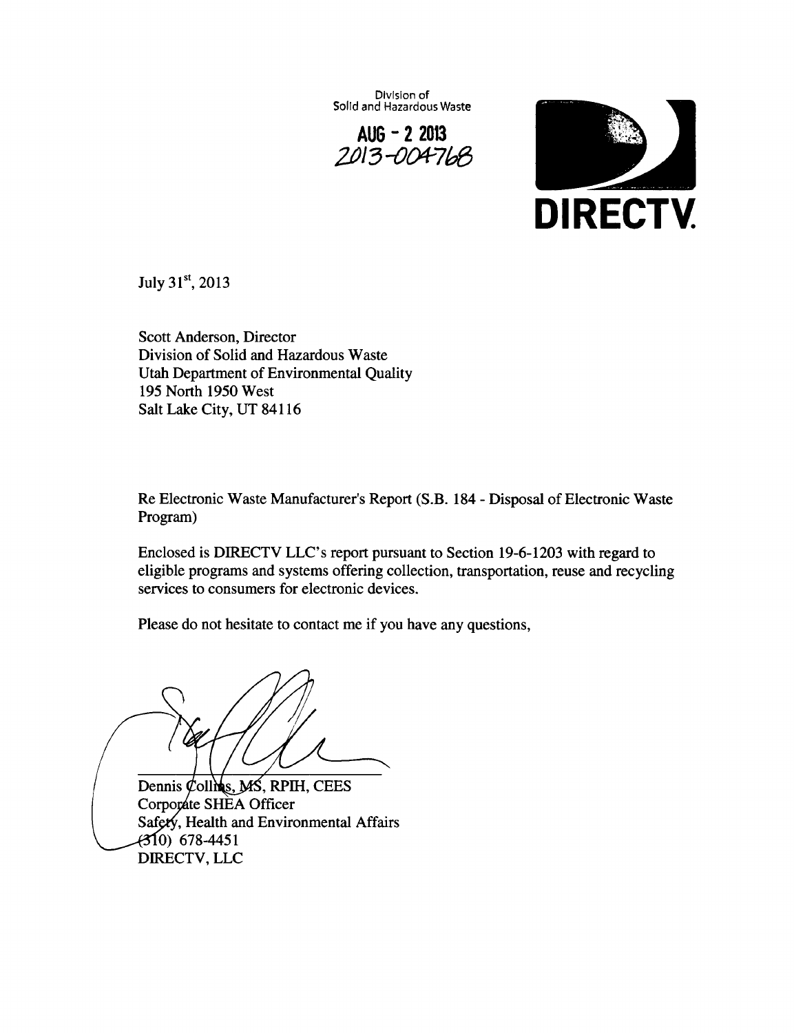Division of
Solid and Hazardous Waste

AUG - 2 2013
2013-004768

DIRECTV.

July 31st, 2013

Scott Anderson, Director
Division of Solid and Hazardous Waste
Utah Department of Environmental Quality
195 North 1950 West
Salt Lake City, UT 84116

Re Electronic Waste Manufacturer's Report (S.B. 184 - Disposal of Electronic Waste Program)

Enclosed is DIRECTV LLC's report pursuant to Section 19-6-1203 with regard to eligible programs and systems offering collection, transportation, reuse and recycling services to consumers for electronic devices.

Please do not hesitate to contact me if you have any questions,

Dennis Collins, MS, RPIH, CEES
Corporate SHEA Officer
Safety, Health and Environmental Affairs
(310) 678-4451
DIRECTV, LLC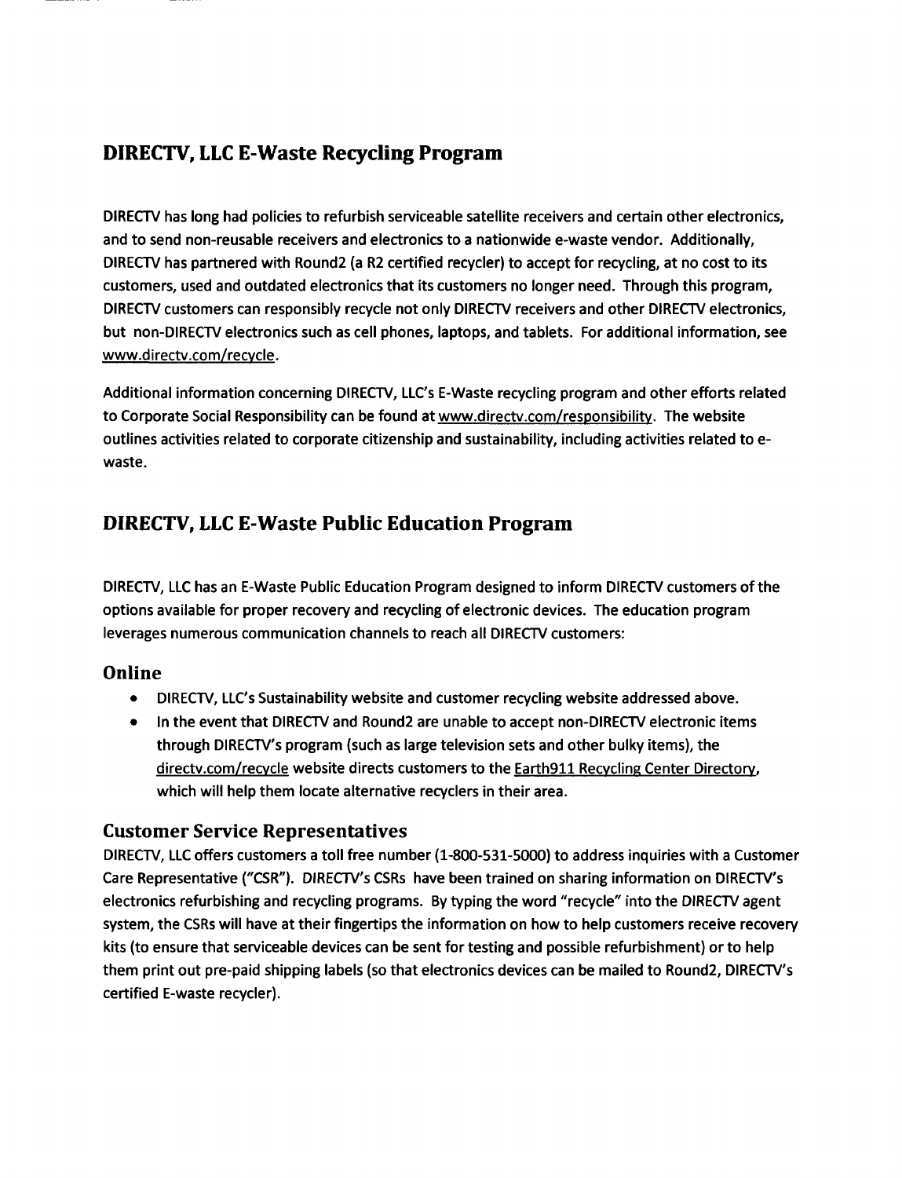## DIRECTV, LLC E-Waste Recycling Program

DIRECTV has long had policies to refurbish serviceable satellite receivers and certain other electronics, and to send non-reusable receivers and electronics to a nationwide e-waste vendor. Additionally, DIRECTV has partnered with Round2 (a R2 certified recycler) to accept for recycling, at no cost to its customers, used and outdated electronics that its customers no longer need. Through this program, DIRECTV customers can responsibly recycle not only DIRECTV receivers and other DIRECTV electronics, but non-DIRECTV electronics such as cell phones, laptops, and tablets. For additional information, see www.directv.com/recycle.

Additional information concerning DIRECTV, LLC's E-Waste recycling program and other efforts related to Corporate Social Responsibility can be found at www.directv.com/responsibility. The website outlines activities related to corporate citizenship and sustainability, including activities related to e-waste.

## DIRECTV, LLC E-Waste Public Education Program

DIRECTV, LLC has an E-Waste Public Education Program designed to inform DIRECTV customers of the options available for proper recovery and recycling of electronic devices. The education program leverages numerous communication channels to reach all DIRECTV customers:

### Online

- DIRECTV, LLC's Sustainability website and customer recycling website addressed above.
- In the event that DIRECTV and Round2 are unable to accept non-DIRECTV electronic items through DIRECTV's program (such as large television sets and other bulky items), the directv.com/recycle website directs customers to the Earth911 Recycling Center Directory, which will help them locate alternative recyclers in their area.

### Customer Service Representatives

DIRECTV, LLC offers customers a toll free number (1-800-531-5000) to address inquiries with a Customer Care Representative ("CSR"). DIRECTV's CSRs have been trained on sharing information on DIRECTV's electronics refurbishing and recycling programs. By typing the word "recycle" into the DIRECTV agent system, the CSRs will have at their fingertips the information on how to help customers receive recovery kits (to ensure that serviceable devices can be sent for testing and possible refurbishment) or to help them print out pre-paid shipping labels (so that electronics devices can be mailed to Round2, DIRECTV's certified E-waste recycler).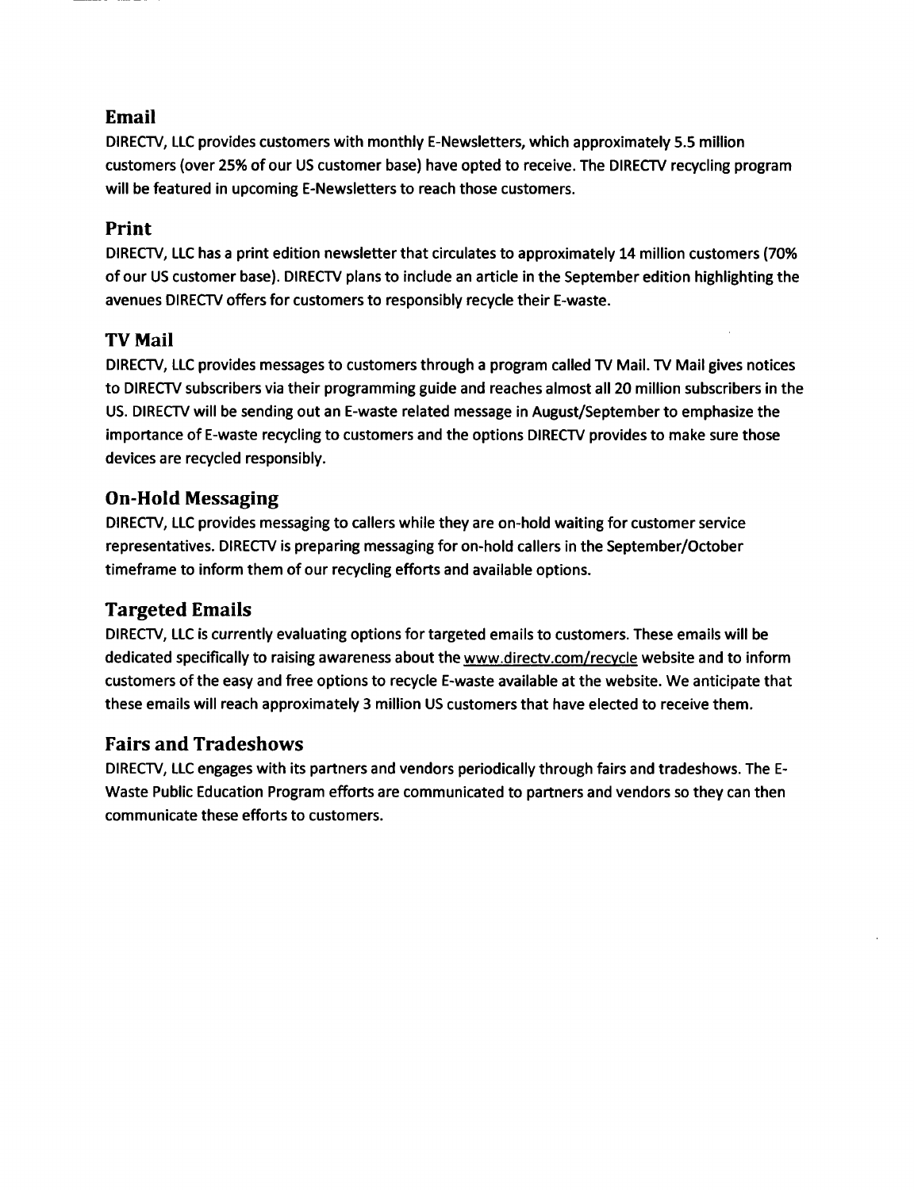## Email

DIRECTV, LLC provides customers with monthly E-Newsletters, which approximately 5.5 million customers (over 25% of our US customer base) have opted to receive. The DIRECTV recycling program will be featured in upcoming E-Newsletters to reach those customers.

## Print

DIRECTV, LLC has a print edition newsletter that circulates to approximately 14 million customers (70% of our US customer base). DIRECTV plans to include an article in the September edition highlighting the avenues DIRECTV offers for customers to responsibly recycle their E-waste.

## TV Mail

DIRECTV, LLC provides messages to customers through a program called TV Mail. TV Mail gives notices to DIRECTV subscribers via their programming guide and reaches almost all 20 million subscribers in the US. DIRECTV will be sending out an E-waste related message in August/September to emphasize the importance of E-waste recycling to customers and the options DIRECTV provides to make sure those devices are recycled responsibly.

## On-Hold Messaging

DIRECTV, LLC provides messaging to callers while they are on-hold waiting for customer service representatives. DIRECTV is preparing messaging for on-hold callers in the September/October timeframe to inform them of our recycling efforts and available options.

## Targeted Emails

DIRECTV, LLC is currently evaluating options for targeted emails to customers. These emails will be dedicated specifically to raising awareness about the www.directv.com/recycle website and to inform customers of the easy and free options to recycle E-waste available at the website. We anticipate that these emails will reach approximately 3 million US customers that have elected to receive them.

## Fairs and Tradeshows

DIRECTV, LLC engages with its partners and vendors periodically through fairs and tradeshows. The E-Waste Public Education Program efforts are communicated to partners and vendors so they can then communicate these efforts to customers.